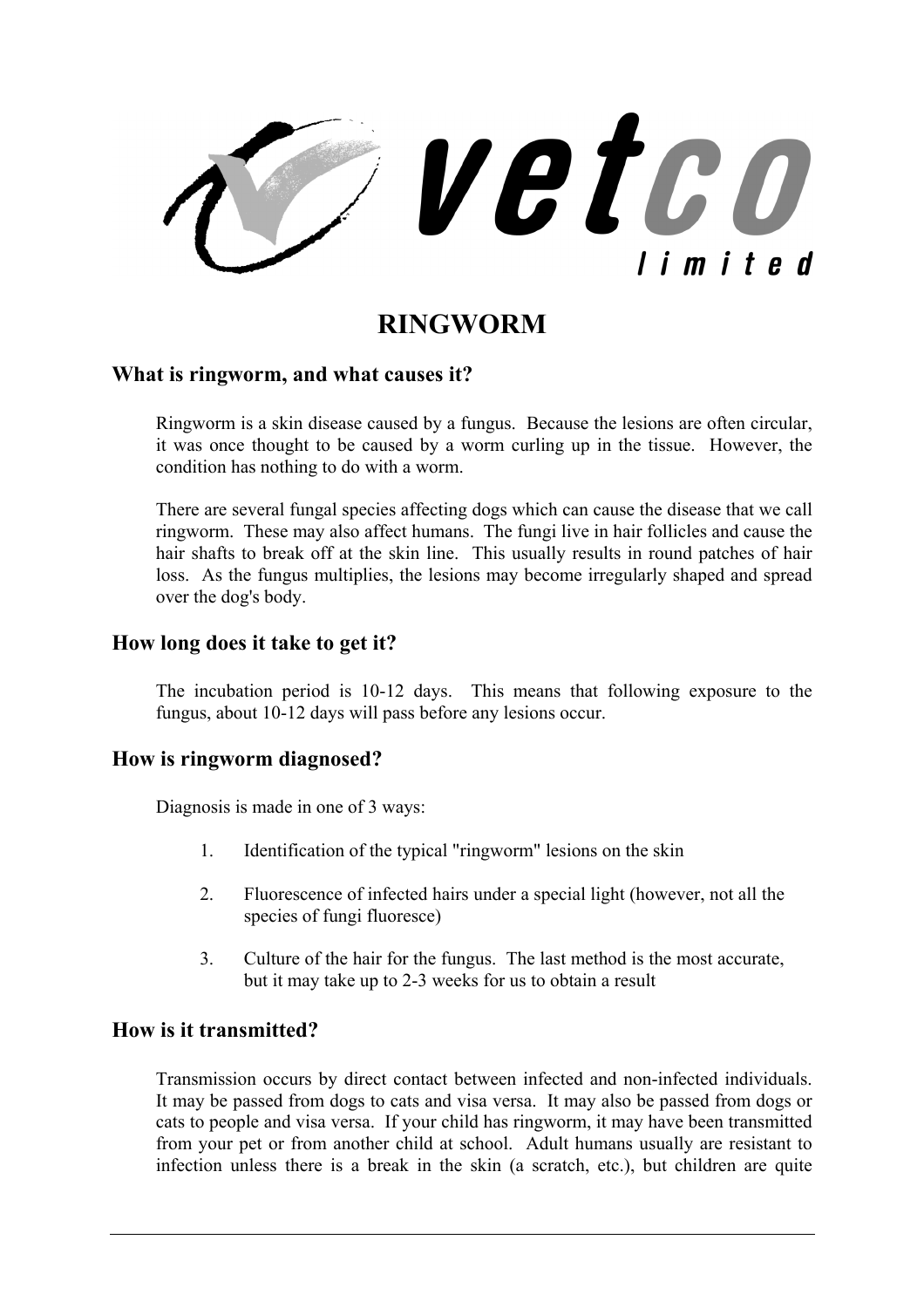# RINGWORM

## What is ringworm, and what causes it?

Ringworm is a skin disease caused by a fungus. Because the lesions are often circular, it was once thought to be caused by a worm curling up in the tissue. However, the condition has nothing to do with a worm.

There are several fungal species affecting dogs which can cause the disease that we call ringworm. These may also affect humans. The fungi live in hair follicles and cause the hair shafts to break off at the skin line. This usually results in round patches of hair loss. As the fungus multiplies, the lesions may become irregularly shaped and spread over the dog's body.

## How long does it take to get it?

The incubation period is 10-12 days. This means that following exposure to the fungus, about 10-12 days will pass before any lesions occur.

## How is ringworm diagnosed?

Diagnosis is made in one of 3 ways:

1. Identification of the typical "ringworm" lesions on the skin
2. Fluorescence of infected hairs under a special light (however, not all the species of fungi fluoresce)
3. Culture of the hair for the fungus. The last method is the most accurate, but it may take up to 2-3 weeks for us to obtain a result

## How is it transmitted?

Transmission occurs by direct contact between infected and non-infected individuals. It may be passed from dogs to cats and visa versa. It may also be passed from dogs or cats to people and visa versa. If your child has ringworm, it may have been transmitted from your pet or from another child at school. Adult humans usually are resistant to infection unless there is a break in the skin (a scratch, etc.), but children are quite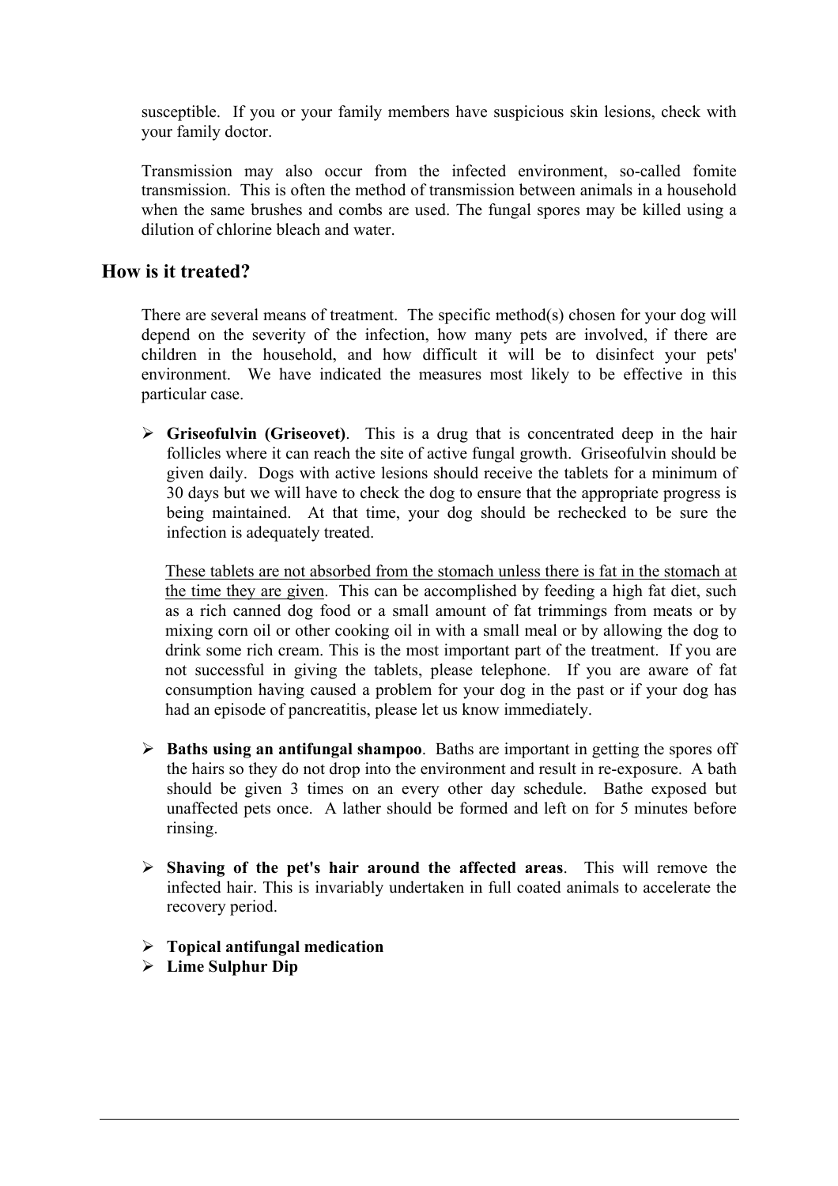susceptible. If you or your family members have suspicious skin lesions, check with your family doctor.

Transmission may also occur from the infected environment, so-called fomite transmission. This is often the method of transmission between animals in a household when the same brushes and combs are used. The fungal spores may be killed using a dilution of chlorine bleach and water.

## How is it treated?

There are several means of treatment. The specific method(s) chosen for your dog will depend on the severity of the infection, how many pets are involved, if there are children in the household, and how difficult it will be to disinfect your pets' environment. We have indicated the measures most likely to be effective in this particular case.

- **Griseofulvin (Griseovet)**. This is a drug that is concentrated deep in the hair follicles where it can reach the site of active fungal growth. Griseofulvin should be given daily. Dogs with active lesions should receive the tablets for a minimum of 30 days but we will have to check the dog to ensure that the appropriate progress is being maintained. At that time, your dog should be rechecked to be sure the infection is adequately treated.

  <u>These tablets are not absorbed from the stomach unless there is fat in the stomach at the time they are given</u>. This can be accomplished by feeding a high fat diet, such as a rich canned dog food or a small amount of fat trimmings from meats or by mixing corn oil or other cooking oil in with a small meal or by allowing the dog to drink some rich cream. This is the most important part of the treatment. If you are not successful in giving the tablets, please telephone. If you are aware of fat consumption having caused a problem for your dog in the past or if your dog has had an episode of pancreatitis, please let us know immediately.

- **Baths using an antifungal shampoo**. Baths are important in getting the spores off the hairs so they do not drop into the environment and result in re-exposure. A bath should be given 3 times on an every other day schedule. Bathe exposed but unaffected pets once. A lather should be formed and left on for 5 minutes before rinsing.

- **Shaving of the pet's hair around the affected areas**. This will remove the infected hair. This is invariably undertaken in full coated animals to accelerate the recovery period.

- **Topical antifungal medication**
- **Lime Sulphur Dip**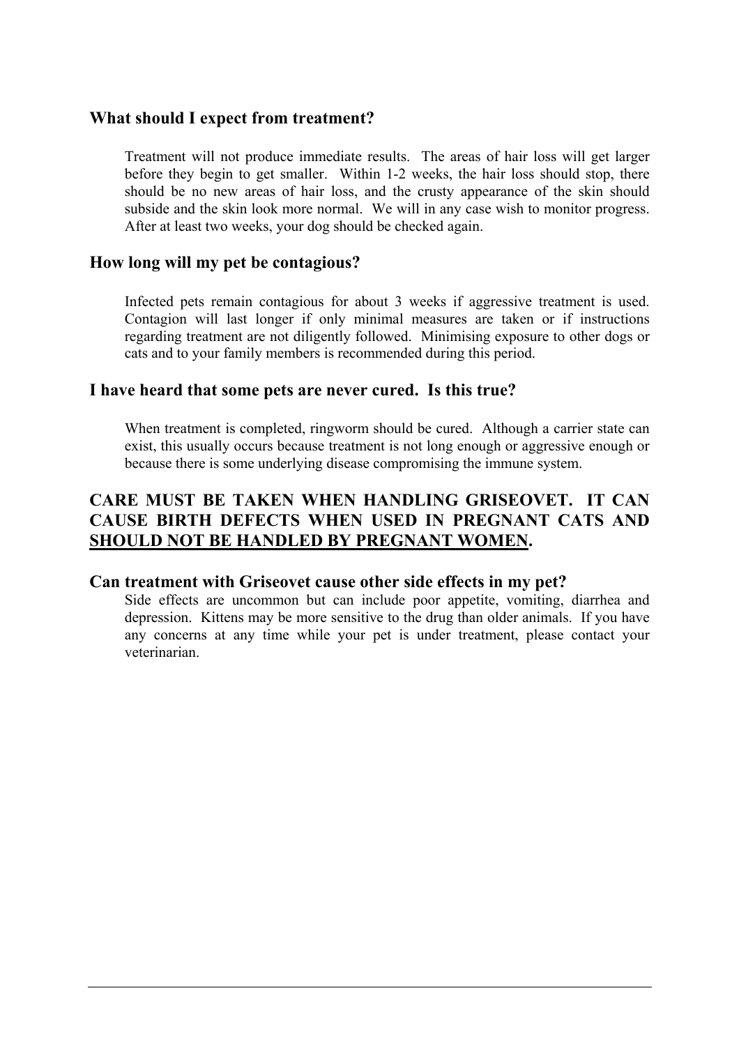## What should I expect from treatment?

Treatment will not produce immediate results. The areas of hair loss will get larger before they begin to get smaller. Within 1-2 weeks, the hair loss should stop, there should be no new areas of hair loss, and the crusty appearance of the skin should subside and the skin look more normal. We will in any case wish to monitor progress. After at least two weeks, your dog should be checked again.

## How long will my pet be contagious?

Infected pets remain contagious for about 3 weeks if aggressive treatment is used. Contagion will last longer if only minimal measures are taken or if instructions regarding treatment are not diligently followed. Minimising exposure to other dogs or cats and to your family members is recommended during this period.

## I have heard that some pets are never cured. Is this true?

When treatment is completed, ringworm should be cured. Although a carrier state can exist, this usually occurs because treatment is not long enough or aggressive enough or because there is some underlying disease compromising the immune system.

**CARE MUST BE TAKEN WHEN HANDLING GRISEOVET. IT CAN CAUSE BIRTH DEFECTS WHEN USED IN PREGNANT CATS AND <u>SHOULD NOT BE HANDLED BY PREGNANT WOMEN</u>.**

## Can treatment with Griseovet cause other side effects in my pet?

Side effects are uncommon but can include poor appetite, vomiting, diarrhea and depression. Kittens may be more sensitive to the drug than older animals. If you have any concerns at any time while your pet is under treatment, please contact your veterinarian.